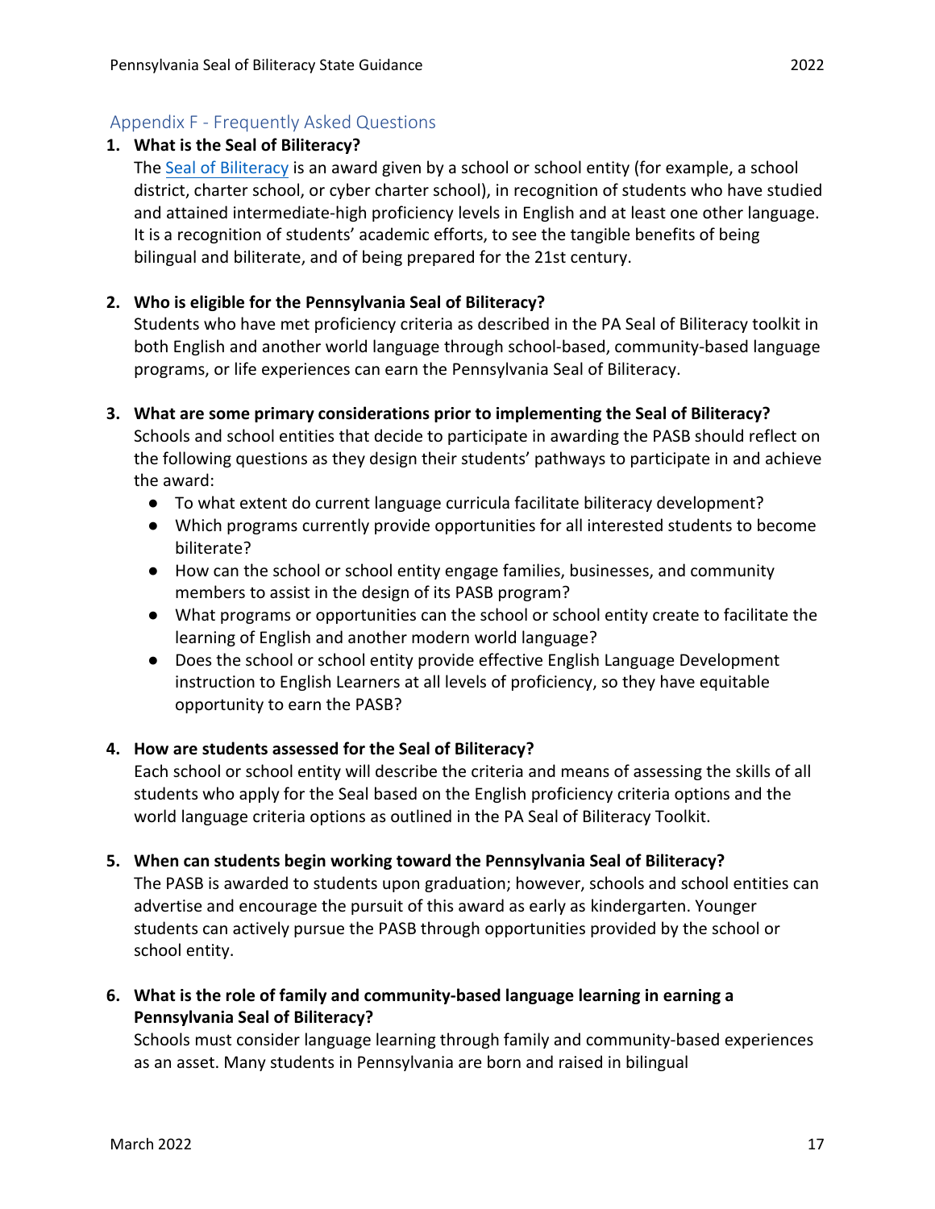## Appendix F - Frequently Asked Questions

1. **What is the Seal of Biliteracy?**

   The Seal of Biliteracy is an award given by a school or school entity (for example, a school district, charter school, or cyber charter school), in recognition of students who have studied and attained intermediate-high proficiency levels in English and at least one other language. It is a recognition of students' academic efforts, to see the tangible benefits of being bilingual and biliterate, and of being prepared for the 21st century.

2. **Who is eligible for the Pennsylvania Seal of Biliteracy?**

   Students who have met proficiency criteria as described in the PA Seal of Biliteracy toolkit in both English and another world language through school-based, community-based language programs, or life experiences can earn the Pennsylvania Seal of Biliteracy.

3. **What are some primary considerations prior to implementing the Seal of Biliteracy?**

   Schools and school entities that decide to participate in awarding the PASB should reflect on the following questions as they design their students' pathways to participate in and achieve the award:

   - To what extent do current language curricula facilitate biliteracy development?
   - Which programs currently provide opportunities for all interested students to become biliterate?
   - How can the school or school entity engage families, businesses, and community members to assist in the design of its PASB program?
   - What programs or opportunities can the school or school entity create to facilitate the learning of English and another modern world language?
   - Does the school or school entity provide effective English Language Development instruction to English Learners at all levels of proficiency, so they have equitable opportunity to earn the PASB?

4. **How are students assessed for the Seal of Biliteracy?**

   Each school or school entity will describe the criteria and means of assessing the skills of all students who apply for the Seal based on the English proficiency criteria options and the world language criteria options as outlined in the PA Seal of Biliteracy Toolkit.

5. **When can students begin working toward the Pennsylvania Seal of Biliteracy?**

   The PASB is awarded to students upon graduation; however, schools and school entities can advertise and encourage the pursuit of this award as early as kindergarten. Younger students can actively pursue the PASB through opportunities provided by the school or school entity.

6. **What is the role of family and community-based language learning in earning a Pennsylvania Seal of Biliteracy?**

   Schools must consider language learning through family and community-based experiences as an asset. Many students in Pennsylvania are born and raised in bilingual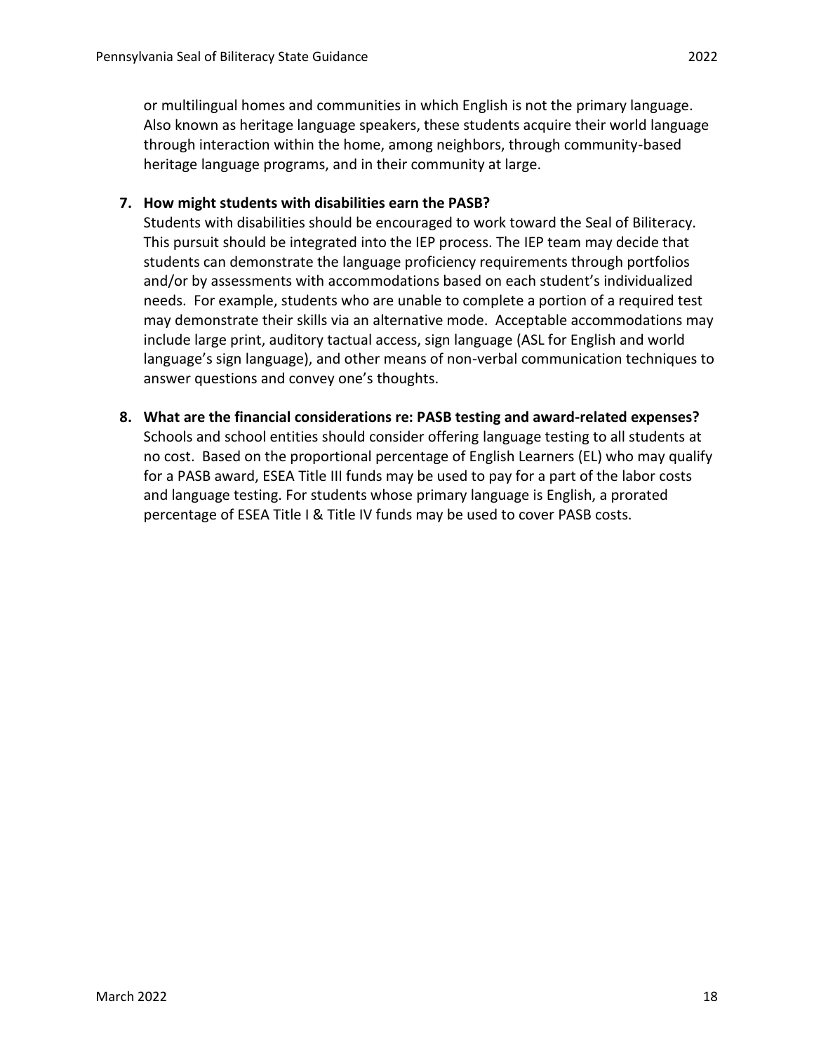or multilingual homes and communities in which English is not the primary language. Also known as heritage language speakers, these students acquire their world language through interaction within the home, among neighbors, through community-based heritage language programs, and in their community at large.

7. **How might students with disabilities earn the PASB?**
   Students with disabilities should be encouraged to work toward the Seal of Biliteracy. This pursuit should be integrated into the IEP process. The IEP team may decide that students can demonstrate the language proficiency requirements through portfolios and/or by assessments with accommodations based on each student's individualized needs. For example, students who are unable to complete a portion of a required test may demonstrate their skills via an alternative mode. Acceptable accommodations may include large print, auditory tactual access, sign language (ASL for English and world language's sign language), and other means of non-verbal communication techniques to answer questions and convey one's thoughts.

8. **What are the financial considerations re: PASB testing and award-related expenses?**
   Schools and school entities should consider offering language testing to all students at no cost. Based on the proportional percentage of English Learners (EL) who may qualify for a PASB award, ESEA Title III funds may be used to pay for a part of the labor costs and language testing. For students whose primary language is English, a prorated percentage of ESEA Title I & Title IV funds may be used to cover PASB costs.